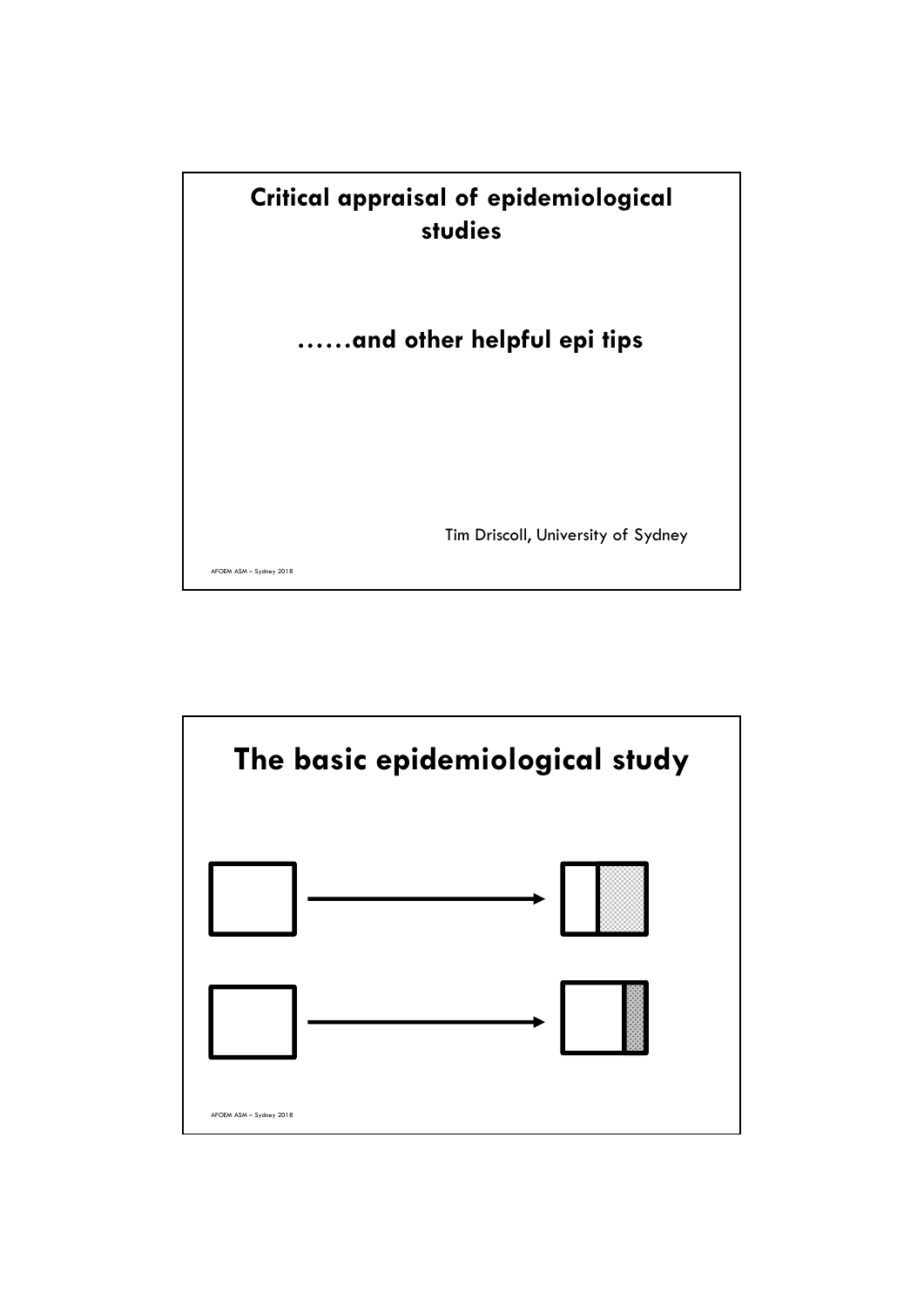# Critical appraisal of epidemiological studies

## ……and other helpful epi tips

Tim Driscoll, University of Sydney

# The basic epidemiological study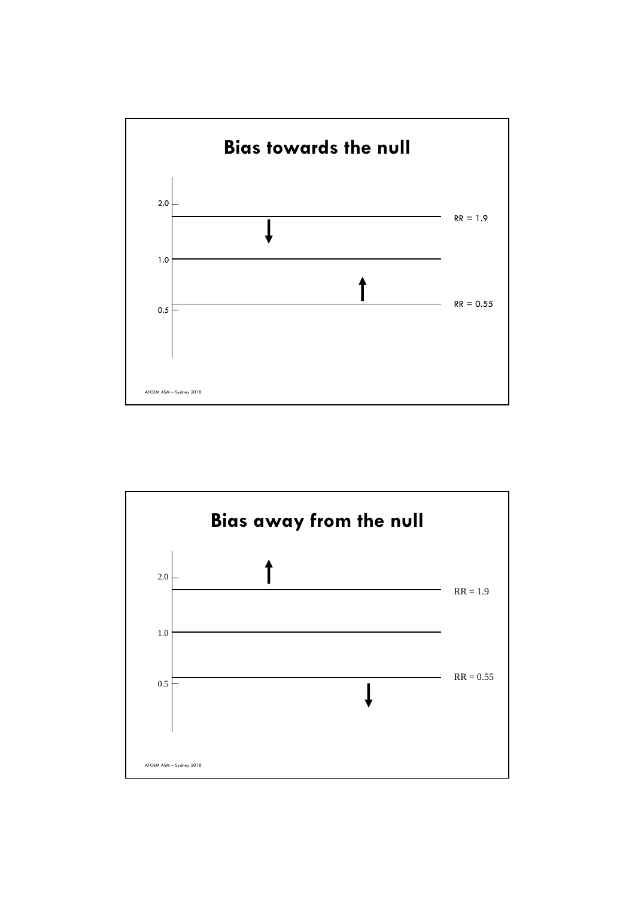# Bias towards the null

2.0

RR = 1.9

1.0

RR = 0.55

0.5

# Bias away from the null

2.0

RR = 1.9

1.0

RR = 0.55

0.5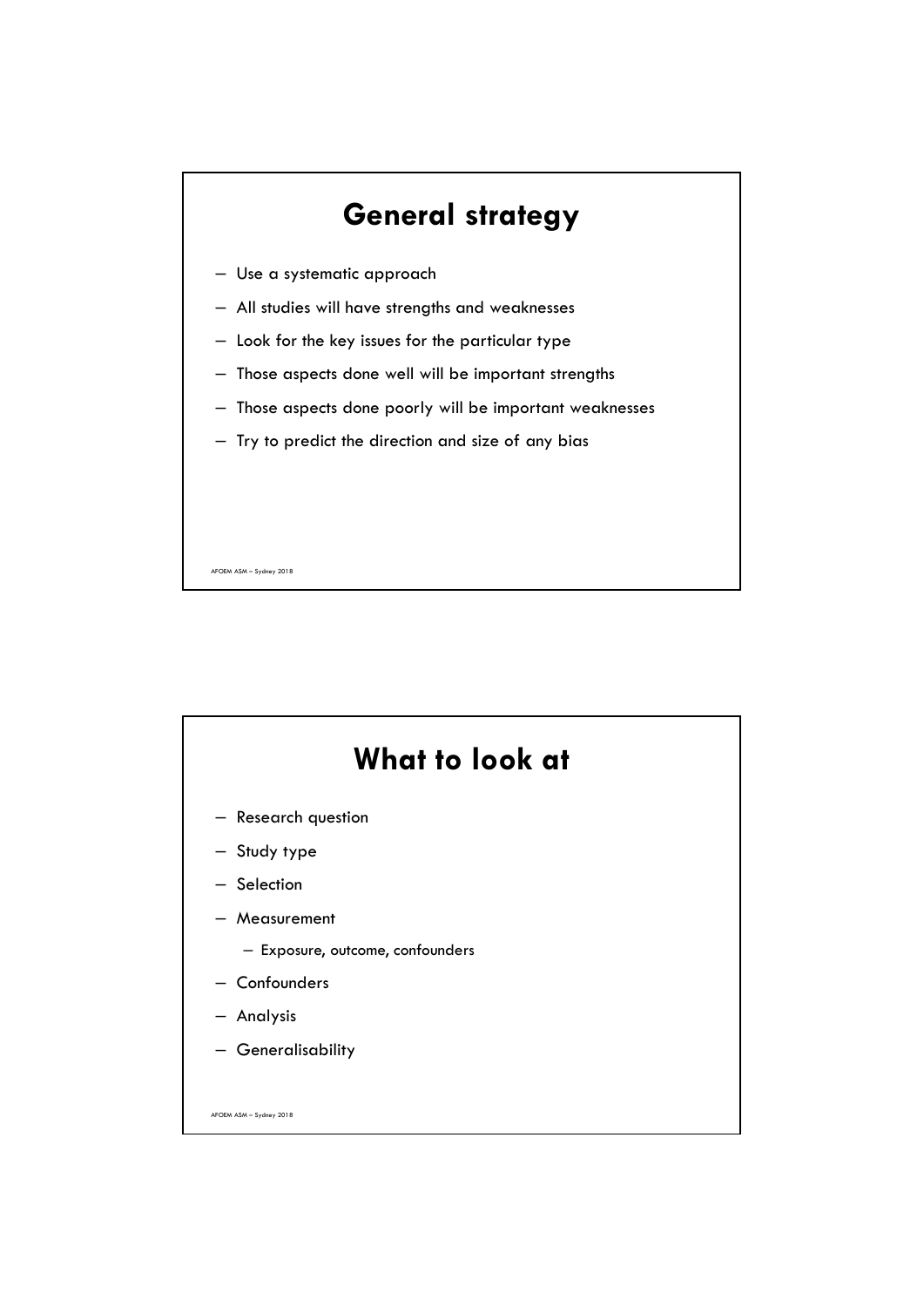## General strategy

- Use a systematic approach
- All studies will have strengths and weaknesses
- Look for the key issues for the particular type
- Those aspects done well will be important strengths
- Those aspects done poorly will be important weaknesses
- Try to predict the direction and size of any bias

## What to look at

- Research question
- Study type
- Selection
- Measurement
  - Exposure, outcome, confounders
- Confounders
- Analysis
- Generalisability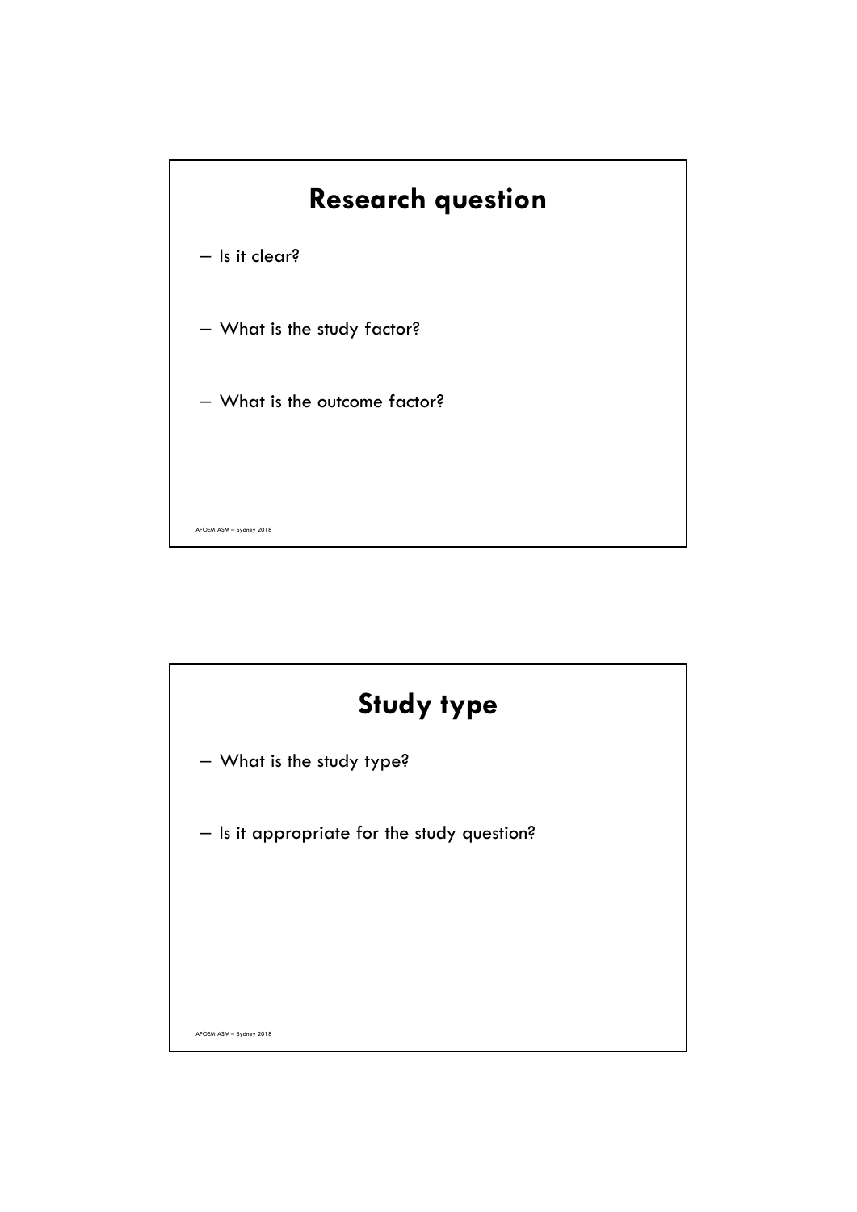# Research question

- Is it clear?
- What is the study factor?
- What is the outcome factor?

# Study type

- What is the study type?
- Is it appropriate for the study question?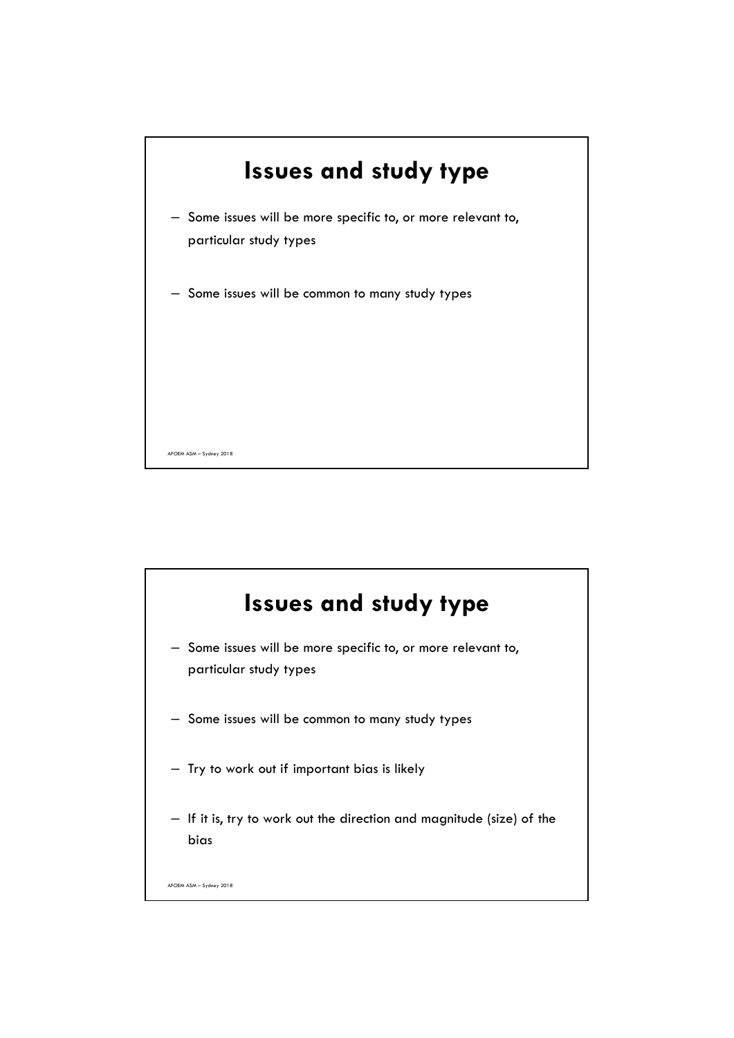# Issues and study type

- Some issues will be more specific to, or more relevant to, particular study types
- Some issues will be common to many study types

# Issues and study type

- Some issues will be more specific to, or more relevant to, particular study types
- Some issues will be common to many study types
- Try to work out if important bias is likely
- If it is, try to work out the direction and magnitude (size) of the bias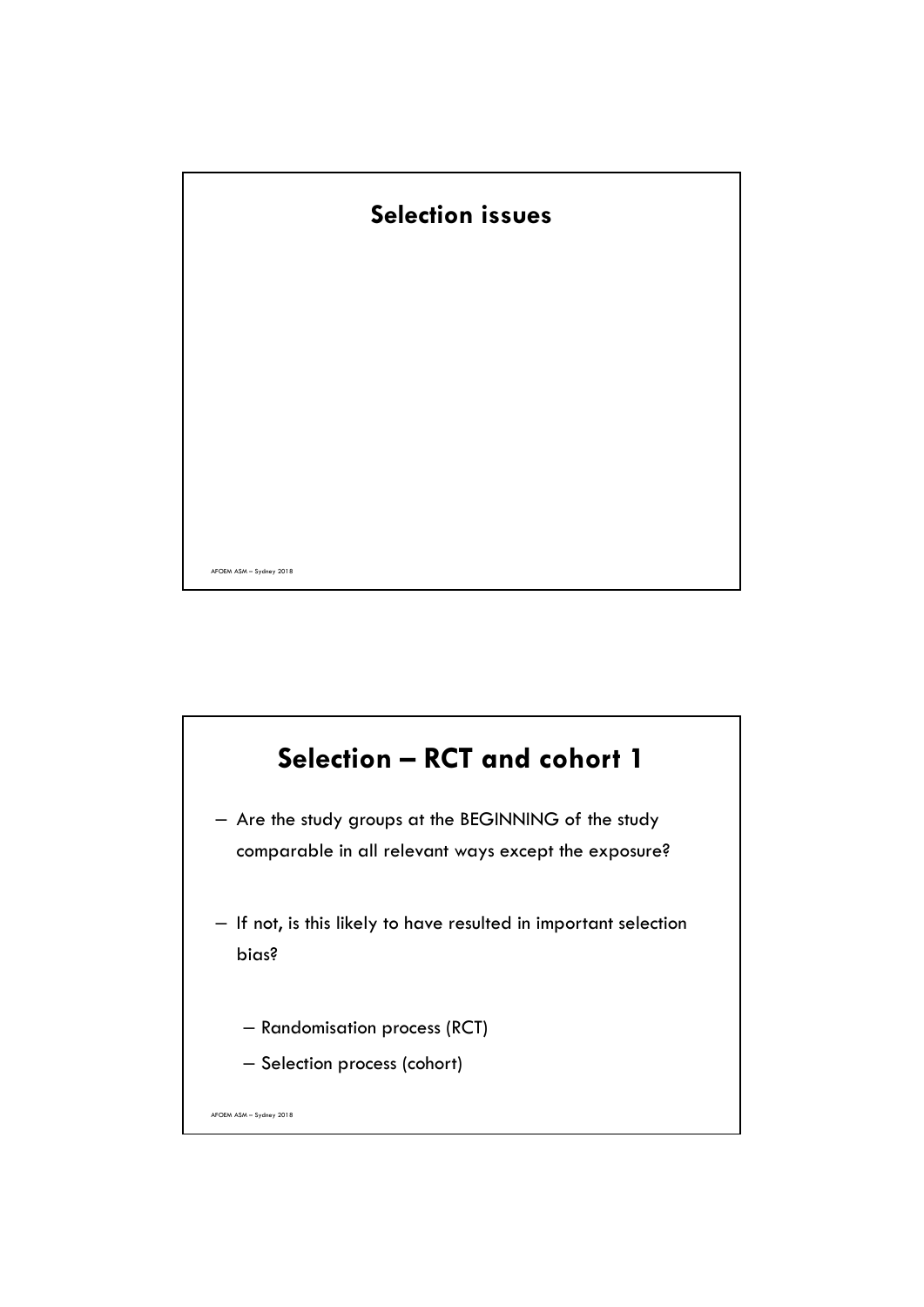## Selection issues

## Selection – RCT and cohort 1

- Are the study groups at the BEGINNING of the study comparable in all relevant ways except the exposure?
- If not, is this likely to have resulted in important selection bias?
  - Randomisation process (RCT)
  - Selection process (cohort)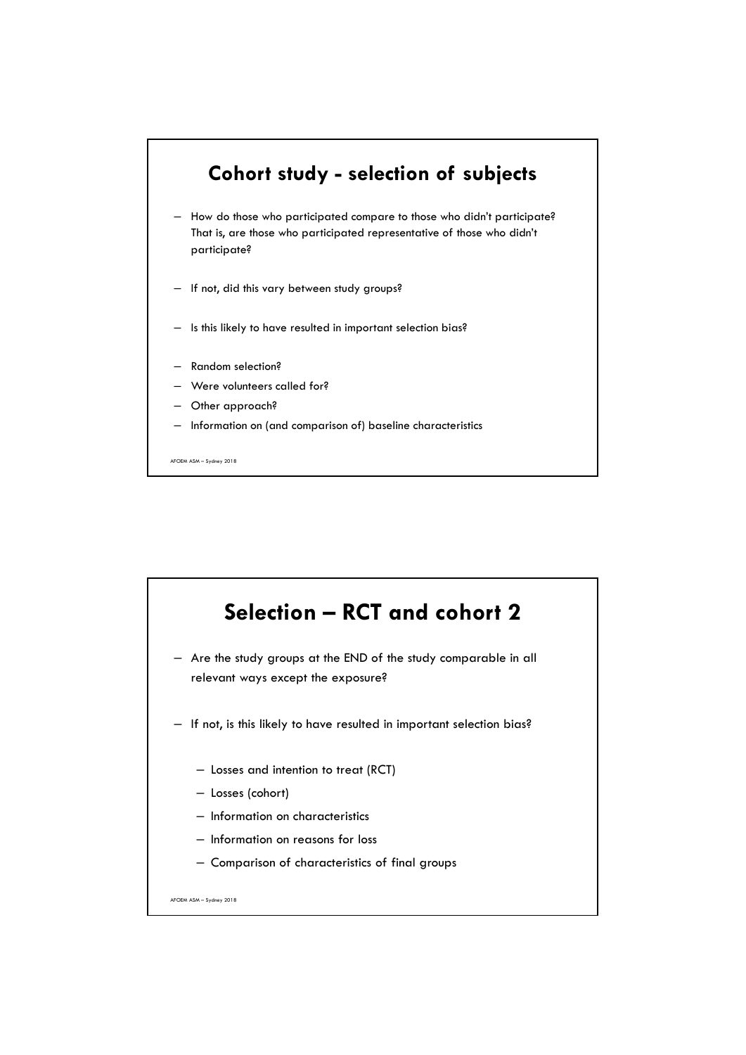## Cohort study - selection of subjects

- How do those who participated compare to those who didn't participate? That is, are those who participated representative of those who didn't participate?
- If not, did this vary between study groups?
- Is this likely to have resulted in important selection bias?
- Random selection?
- Were volunteers called for?
- Other approach?
- Information on (and comparison of) baseline characteristics

## Selection – RCT and cohort 2

- Are the study groups at the END of the study comparable in all relevant ways except the exposure?
- If not, is this likely to have resulted in important selection bias?
  - Losses and intention to treat (RCT)
  - Losses (cohort)
  - Information on characteristics
  - Information on reasons for loss
  - Comparison of characteristics of final groups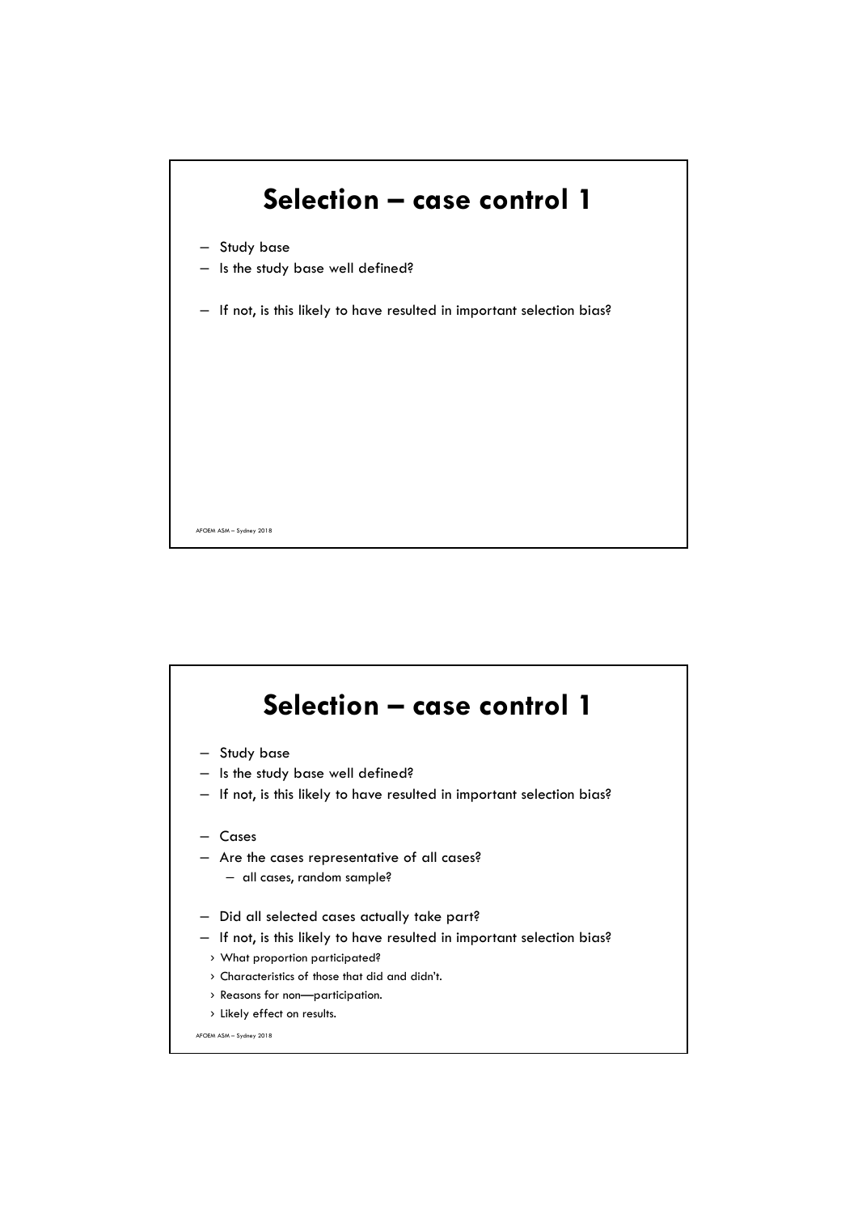## Selection – case control 1

- Study base
- Is the study base well defined?
- If not, is this likely to have resulted in important selection bias?

## Selection – case control 1

- Study base
- Is the study base well defined?
- If not, is this likely to have resulted in important selection bias?
- Cases
- Are the cases representative of all cases?
  - all cases, random sample?
- Did all selected cases actually take part?
- If not, is this likely to have resulted in important selection bias?
  - What proportion participated?
  - Characteristics of those that did and didn't.
  - Reasons for non—participation.
  - Likely effect on results.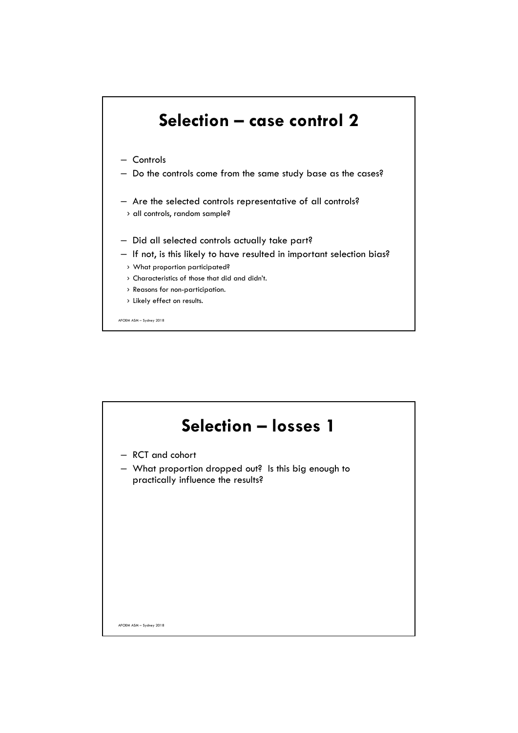# Selection – case control 2

- Controls
- Do the controls come from the same study base as the cases?
- Are the selected controls representative of all controls?
  - all controls, random sample?
- Did all selected controls actually take part?
- If not, is this likely to have resulted in important selection bias?
  - What proportion participated?
  - Characteristics of those that did and didn't.
  - Reasons for non-participation.
  - Likely effect on results.

# Selection – losses 1

- RCT and cohort
- What proportion dropped out? Is this big enough to practically influence the results?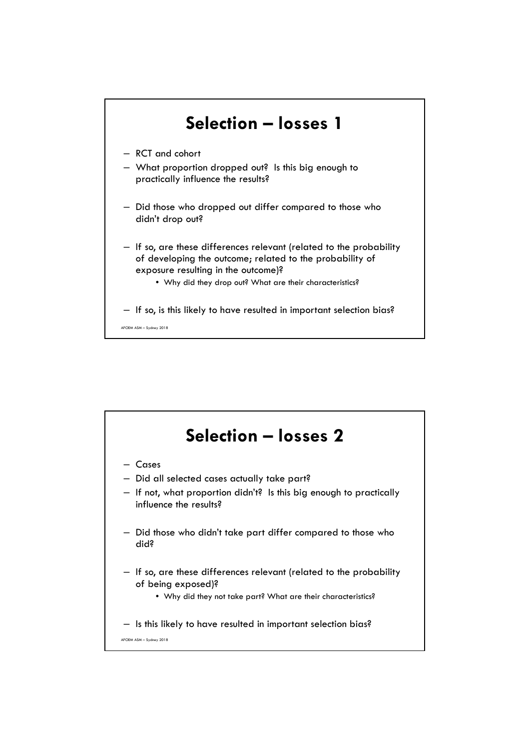# Selection – losses 1

- RCT and cohort
- What proportion dropped out? Is this big enough to practically influence the results?
- Did those who dropped out differ compared to those who didn't drop out?
- If so, are these differences relevant (related to the probability of developing the outcome; related to the probability of exposure resulting in the outcome)?
  - Why did they drop out? What are their characteristics?
- If so, is this likely to have resulted in important selection bias?

# Selection – losses 2

- Cases
- Did all selected cases actually take part?
- If not, what proportion didn't? Is this big enough to practically influence the results?
- Did those who didn't take part differ compared to those who did?
- If so, are these differences relevant (related to the probability of being exposed)?
  - Why did they not take part? What are their characteristics?
- Is this likely to have resulted in important selection bias?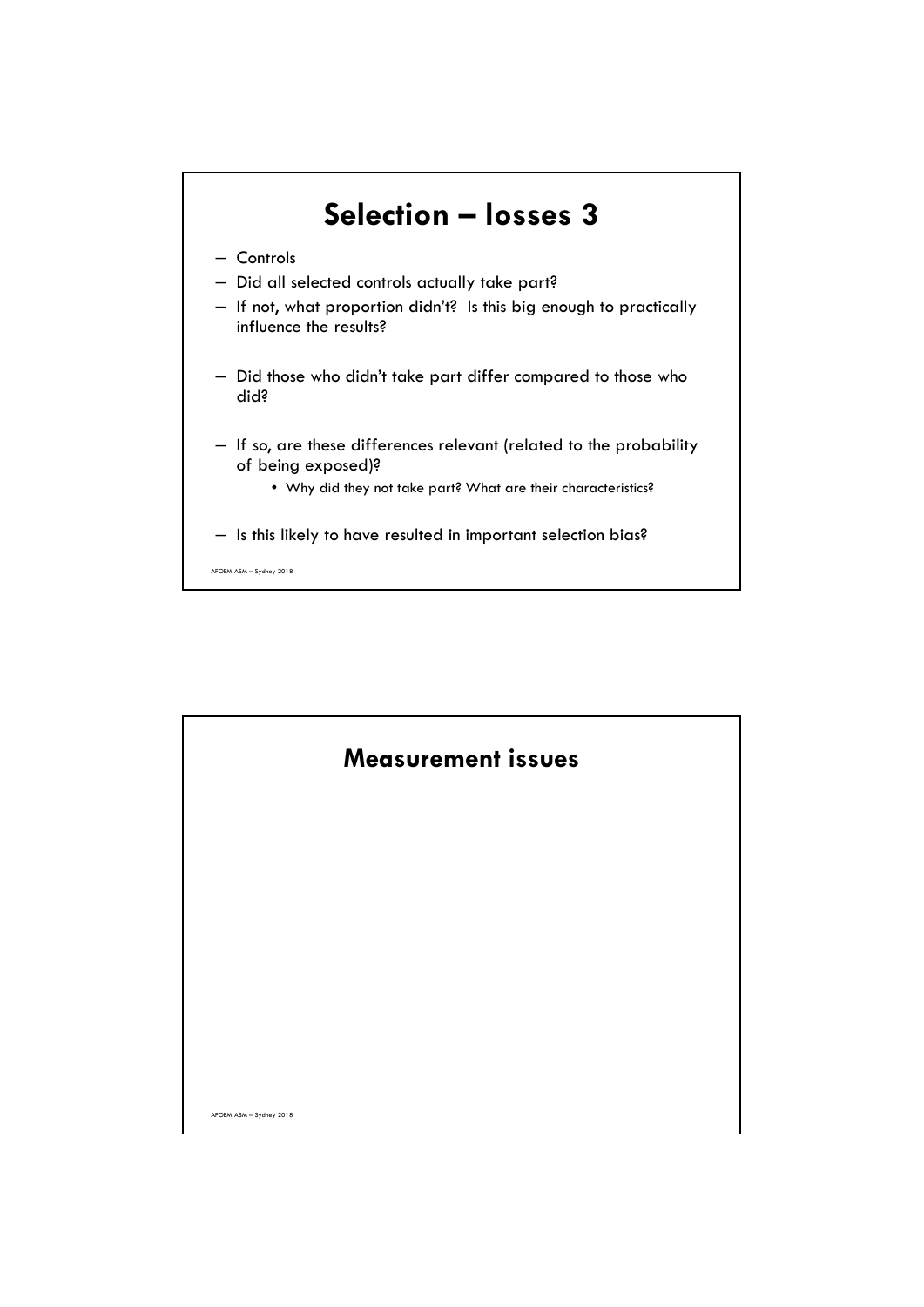## Selection – losses 3

- Controls
- Did all selected controls actually take part?
- If not, what proportion didn't? Is this big enough to practically influence the results?
- Did those who didn't take part differ compared to those who did?
- If so, are these differences relevant (related to the probability of being exposed)?
  - Why did they not take part? What are their characteristics?
- Is this likely to have resulted in important selection bias?

## Measurement issues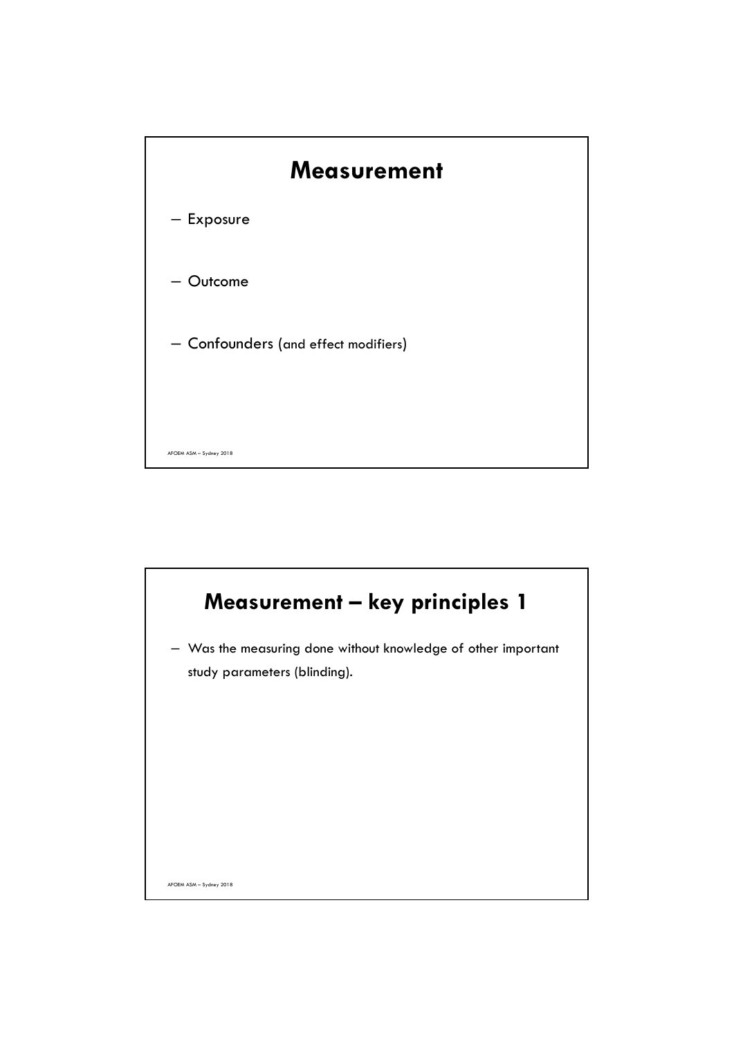# Measurement

- Exposure
- Outcome
- Confounders (and effect modifiers)

# Measurement – key principles 1

- Was the measuring done without knowledge of other important study parameters (blinding).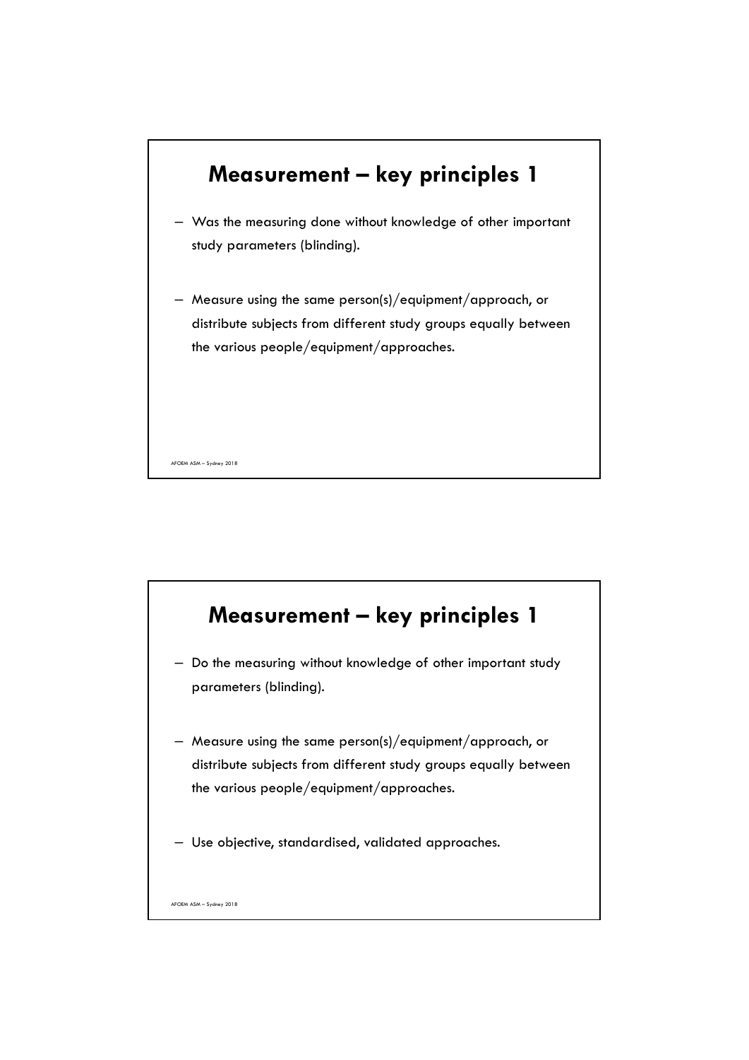## Measurement – key principles 1

- Was the measuring done without knowledge of other important study parameters (blinding).
- Measure using the same person(s)/equipment/approach, or distribute subjects from different study groups equally between the various people/equipment/approaches.

## Measurement – key principles 1

- Do the measuring without knowledge of other important study parameters (blinding).
- Measure using the same person(s)/equipment/approach, or distribute subjects from different study groups equally between the various people/equipment/approaches.
- Use objective, standardised, validated approaches.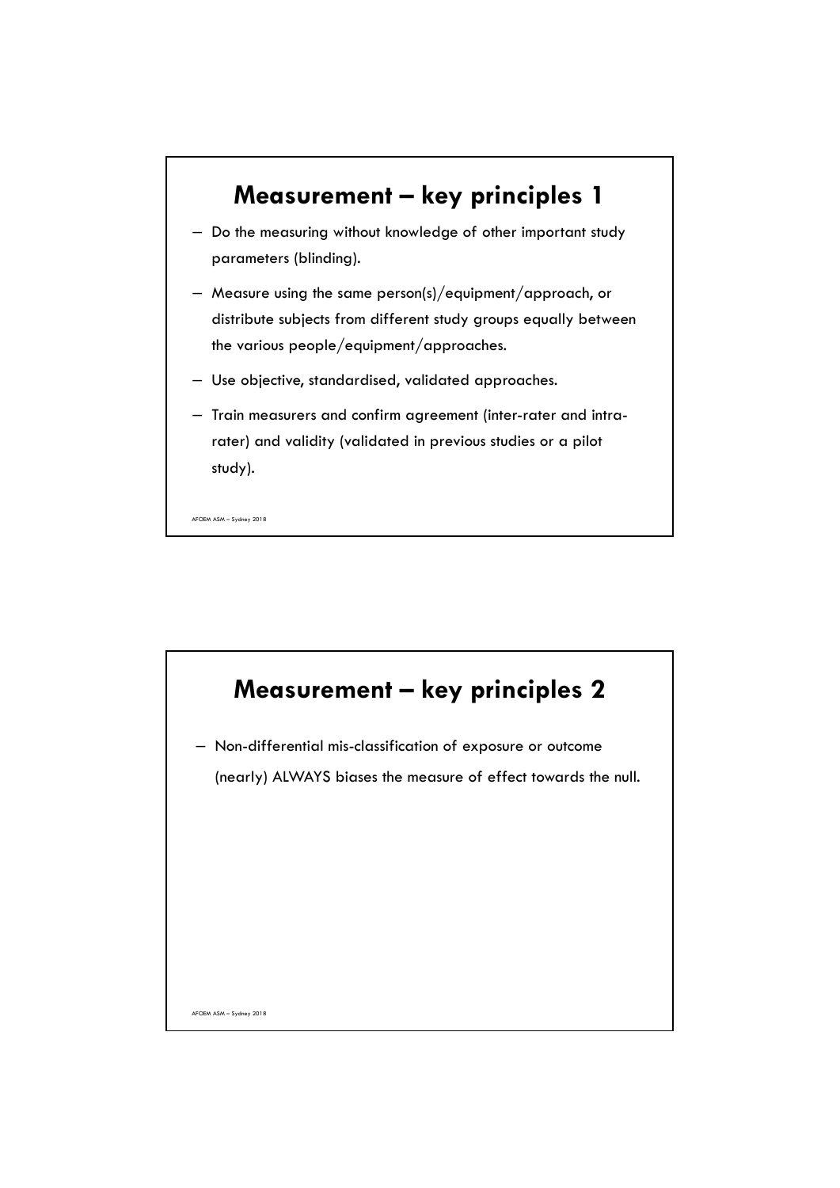## Measurement – key principles 1

- Do the measuring without knowledge of other important study parameters (blinding).
- Measure using the same person(s)/equipment/approach, or distribute subjects from different study groups equally between the various people/equipment/approaches.
- Use objective, standardised, validated approaches.
- Train measurers and confirm agreement (inter-rater and intra-rater) and validity (validated in previous studies or a pilot study).

## Measurement – key principles 2

- Non-differential mis-classification of exposure or outcome (nearly) ALWAYS biases the measure of effect towards the null.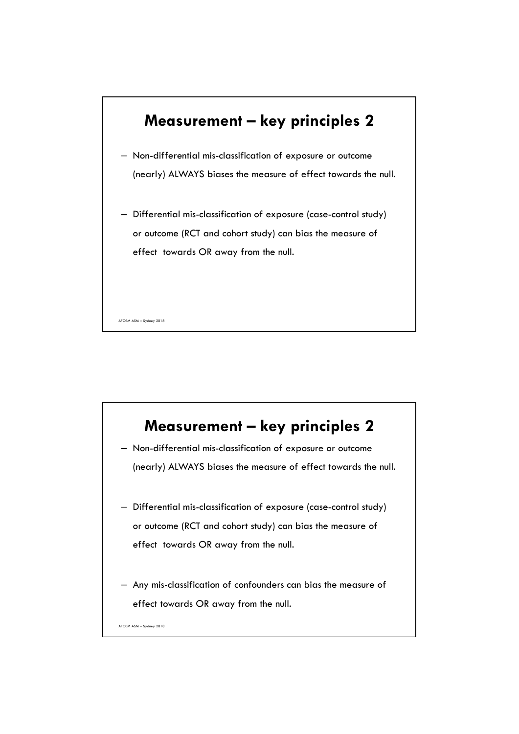## Measurement – key principles 2

- Non-differential mis-classification of exposure or outcome (nearly) ALWAYS biases the measure of effect towards the null.
- Differential mis-classification of exposure (case-control study) or outcome (RCT and cohort study) can bias the measure of effect towards OR away from the null.

## Measurement – key principles 2

- Non-differential mis-classification of exposure or outcome (nearly) ALWAYS biases the measure of effect towards the null.
- Differential mis-classification of exposure (case-control study) or outcome (RCT and cohort study) can bias the measure of effect towards OR away from the null.
- Any mis-classification of confounders can bias the measure of effect towards OR away from the null.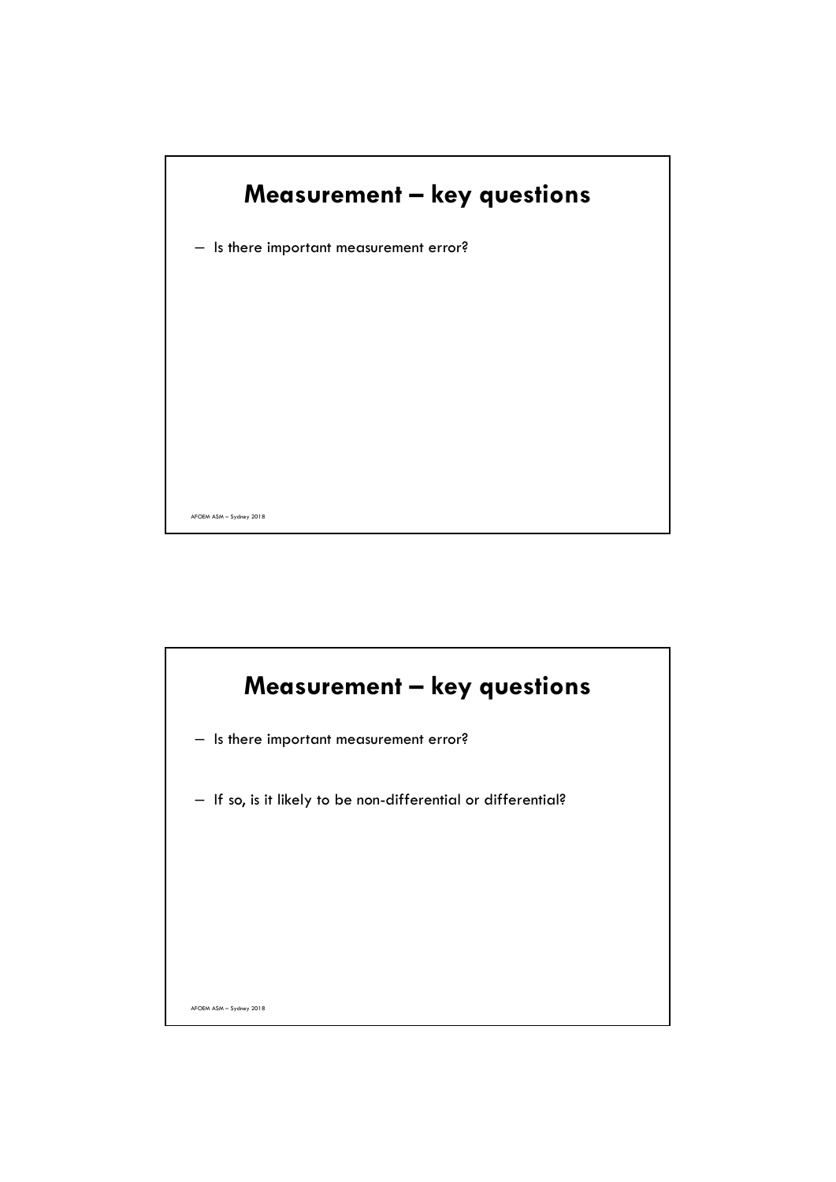## Measurement – key questions

– Is there important measurement error?

## Measurement – key questions

– Is there important measurement error?

– If so, is it likely to be non-differential or differential?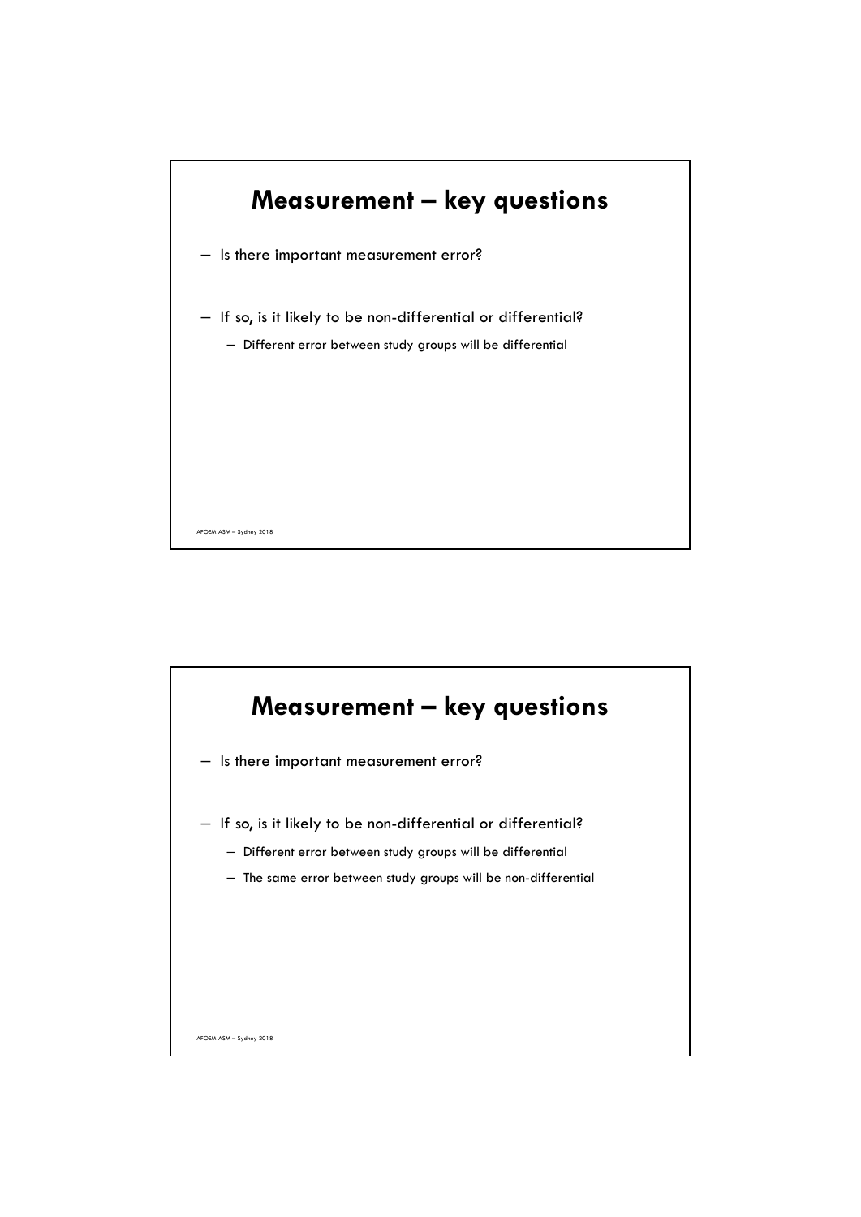# Measurement – key questions

- Is there important measurement error?
- If so, is it likely to be non-differential or differential?
  - Different error between study groups will be differential

# Measurement – key questions

- Is there important measurement error?
- If so, is it likely to be non-differential or differential?
  - Different error between study groups will be differential
  - The same error between study groups will be non-differential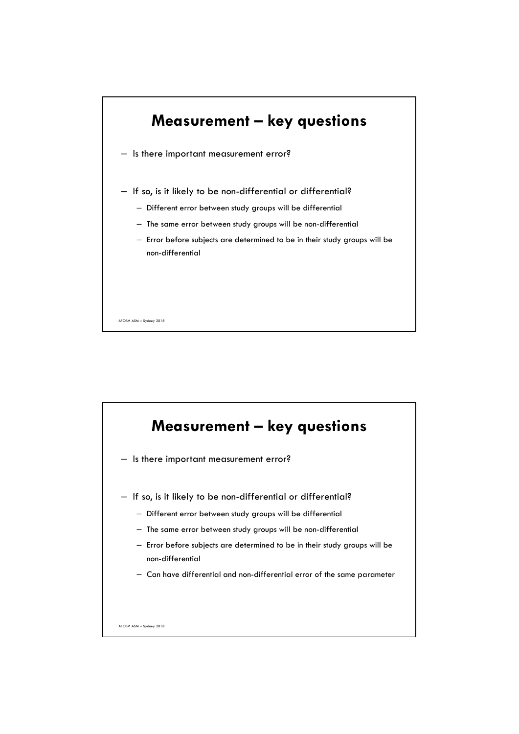## Measurement – key questions

- Is there important measurement error?
- If so, is it likely to be non-differential or differential?
  - Different error between study groups will be differential
  - The same error between study groups will be non-differential
  - Error before subjects are determined to be in their study groups will be non-differential

## Measurement – key questions

- Is there important measurement error?
- If so, is it likely to be non-differential or differential?
  - Different error between study groups will be differential
  - The same error between study groups will be non-differential
  - Error before subjects are determined to be in their study groups will be non-differential
  - Can have differential and non-differential error of the same parameter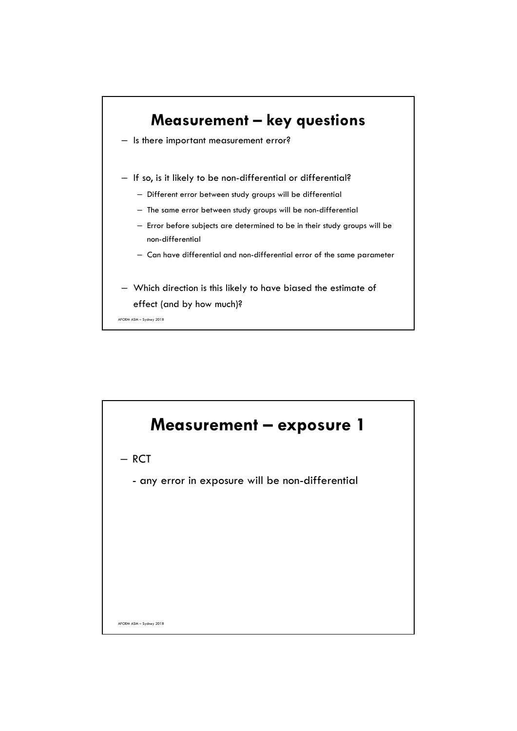## Measurement – key questions

- Is there important measurement error?

- If so, is it likely to be non-differential or differential?
  - Different error between study groups will be differential
  - The same error between study groups will be non-differential
  - Error before subjects are determined to be in their study groups will be non-differential
  - Can have differential and non-differential error of the same parameter

- Which direction is this likely to have biased the estimate of effect (and by how much)?

## Measurement – exposure 1

- RCT
  - any error in exposure will be non-differential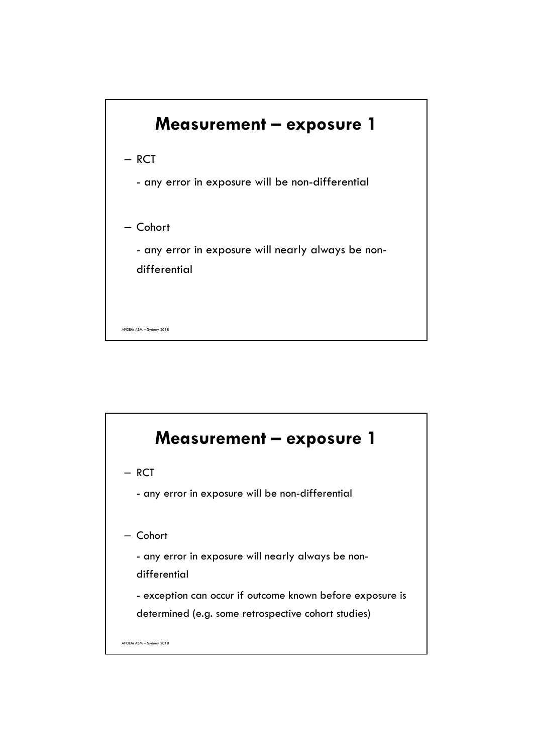## Measurement – exposure 1

– RCT
  - any error in exposure will be non-differential

– Cohort
  - any error in exposure will nearly always be non-differential

## Measurement – exposure 1

– RCT
  - any error in exposure will be non-differential

– Cohort
  - any error in exposure will nearly always be non-differential
  - exception can occur if outcome known before exposure is determined (e.g. some retrospective cohort studies)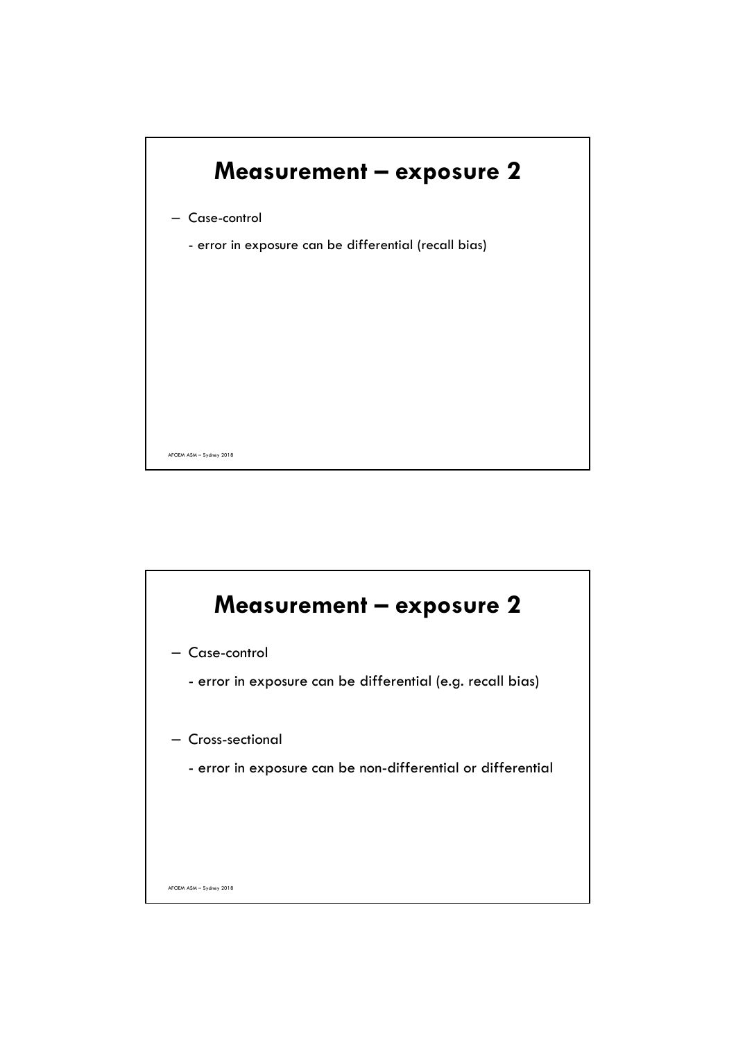## Measurement – exposure 2

- Case-control
  - error in exposure can be differential (recall bias)

## Measurement – exposure 2

- Case-control
  - error in exposure can be differential (e.g. recall bias)
- Cross-sectional
  - error in exposure can be non-differential or differential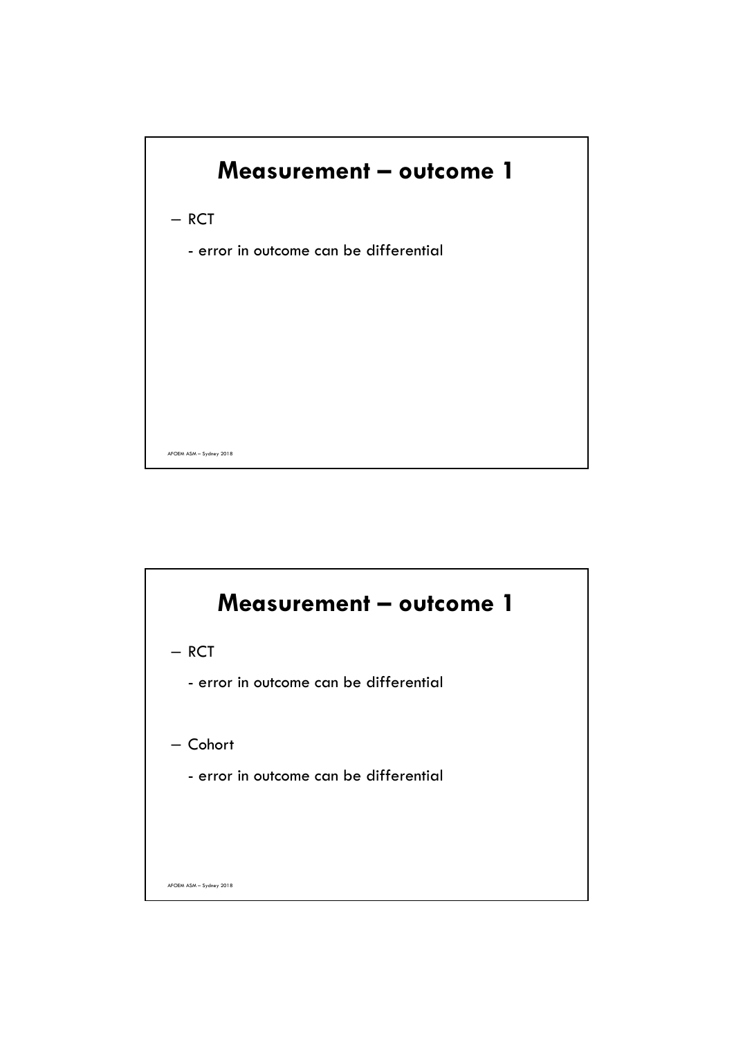# Measurement – outcome 1

– RCT

- error in outcome can be differential

# Measurement – outcome 1

– RCT

- error in outcome can be differential

– Cohort

- error in outcome can be differential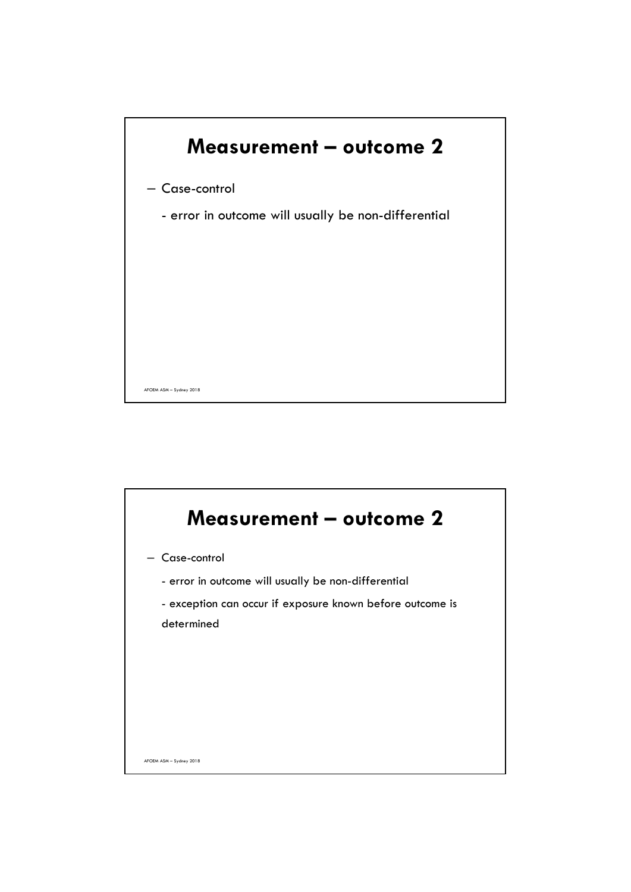## Measurement – outcome 2

– Case-control

- error in outcome will usually be non-differential

## Measurement – outcome 2

– Case-control

- error in outcome will usually be non-differential
- exception can occur if exposure known before outcome is determined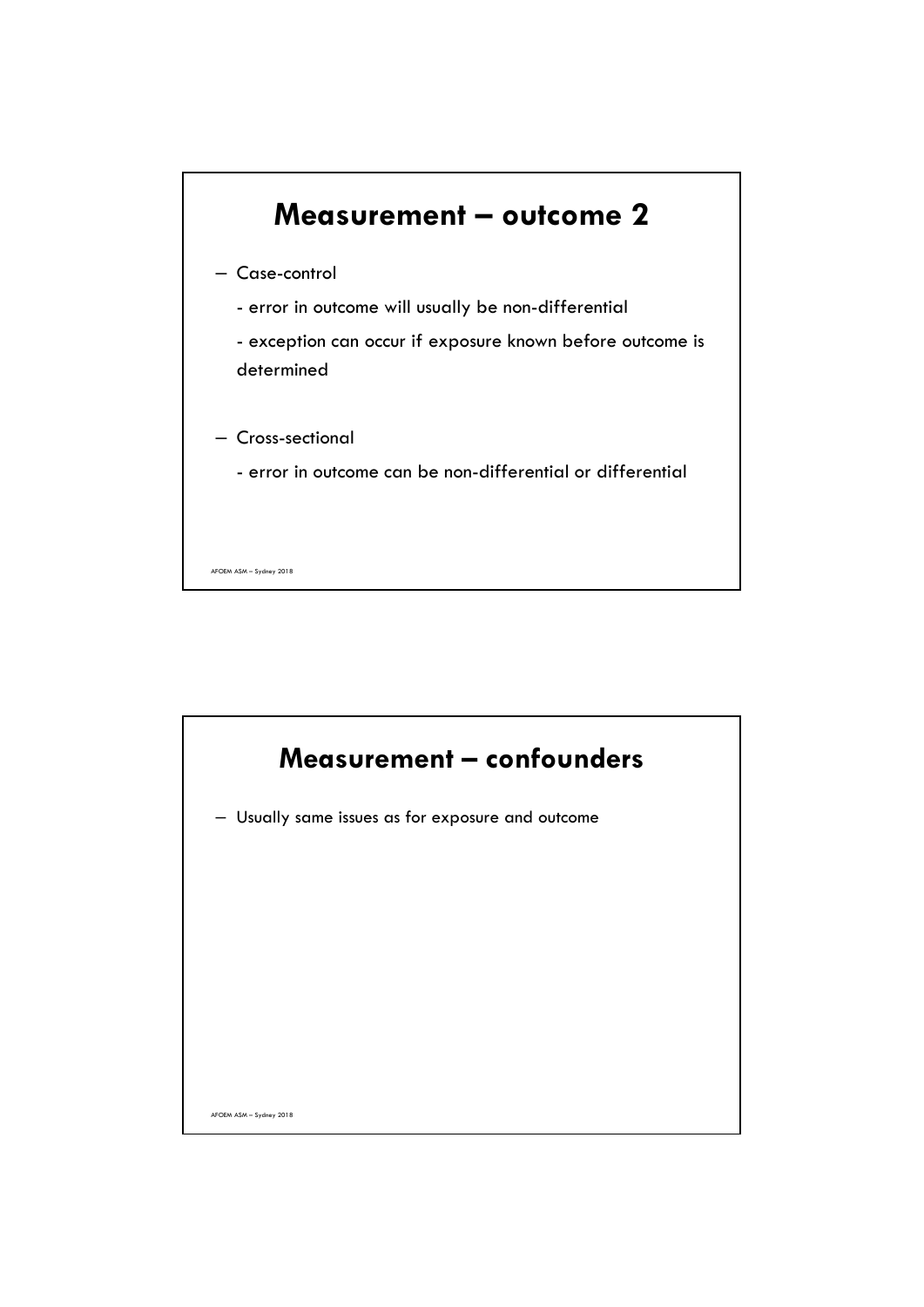# Measurement – outcome 2

- Case-control
  - error in outcome will usually be non-differential
  - exception can occur if exposure known before outcome is determined
- Cross-sectional
  - error in outcome can be non-differential or differential

# Measurement – confounders

- Usually same issues as for exposure and outcome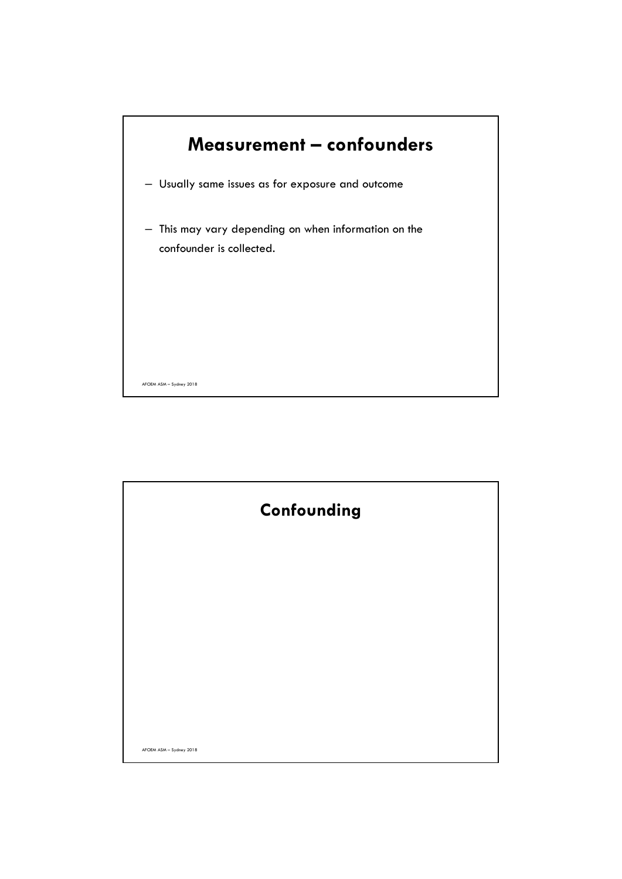# Measurement – confounders

- Usually same issues as for exposure and outcome
- This may vary depending on when information on the confounder is collected.

# Confounding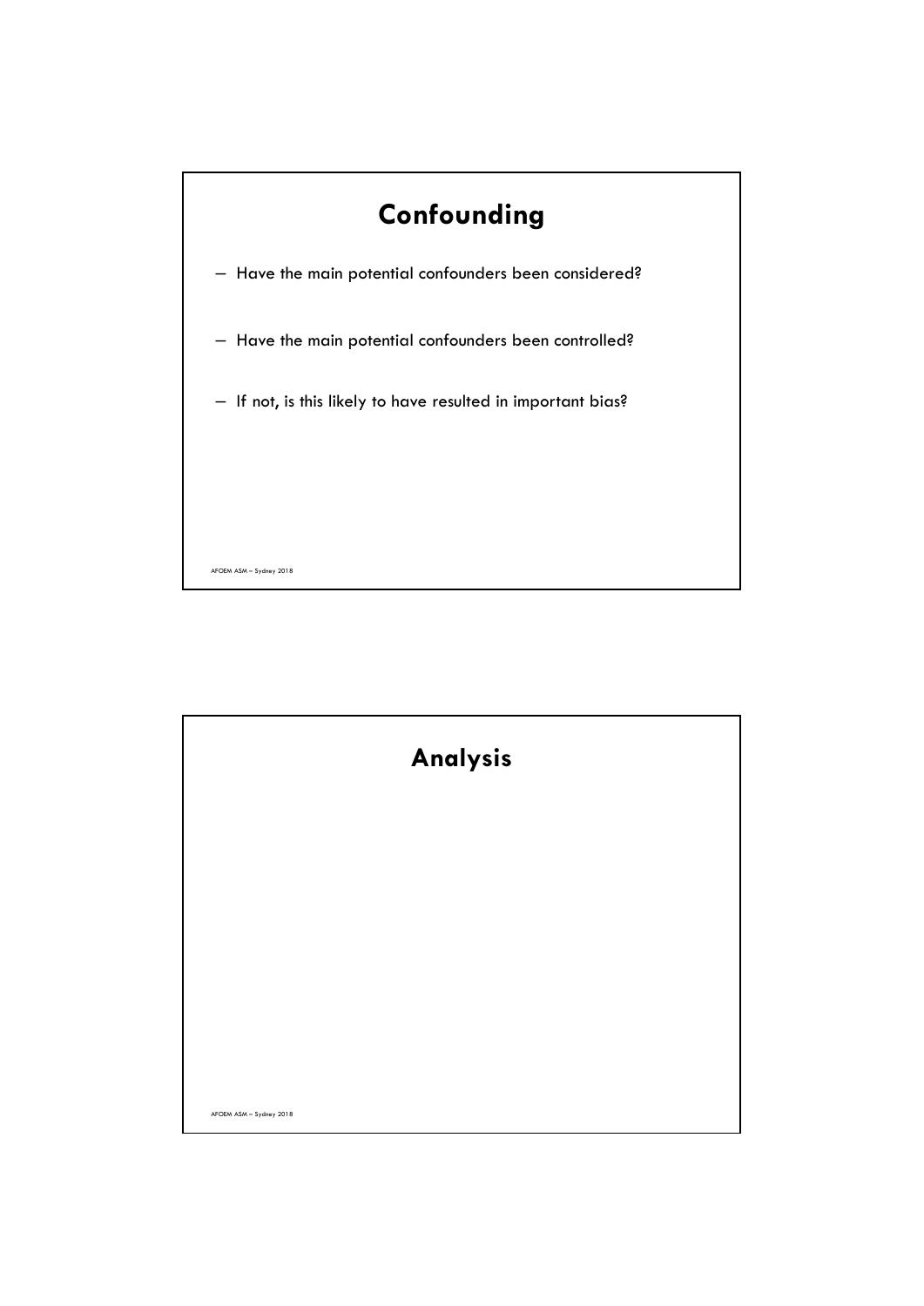# Confounding

- Have the main potential confounders been considered?
- Have the main potential confounders been controlled?
- If not, is this likely to have resulted in important bias?

# Analysis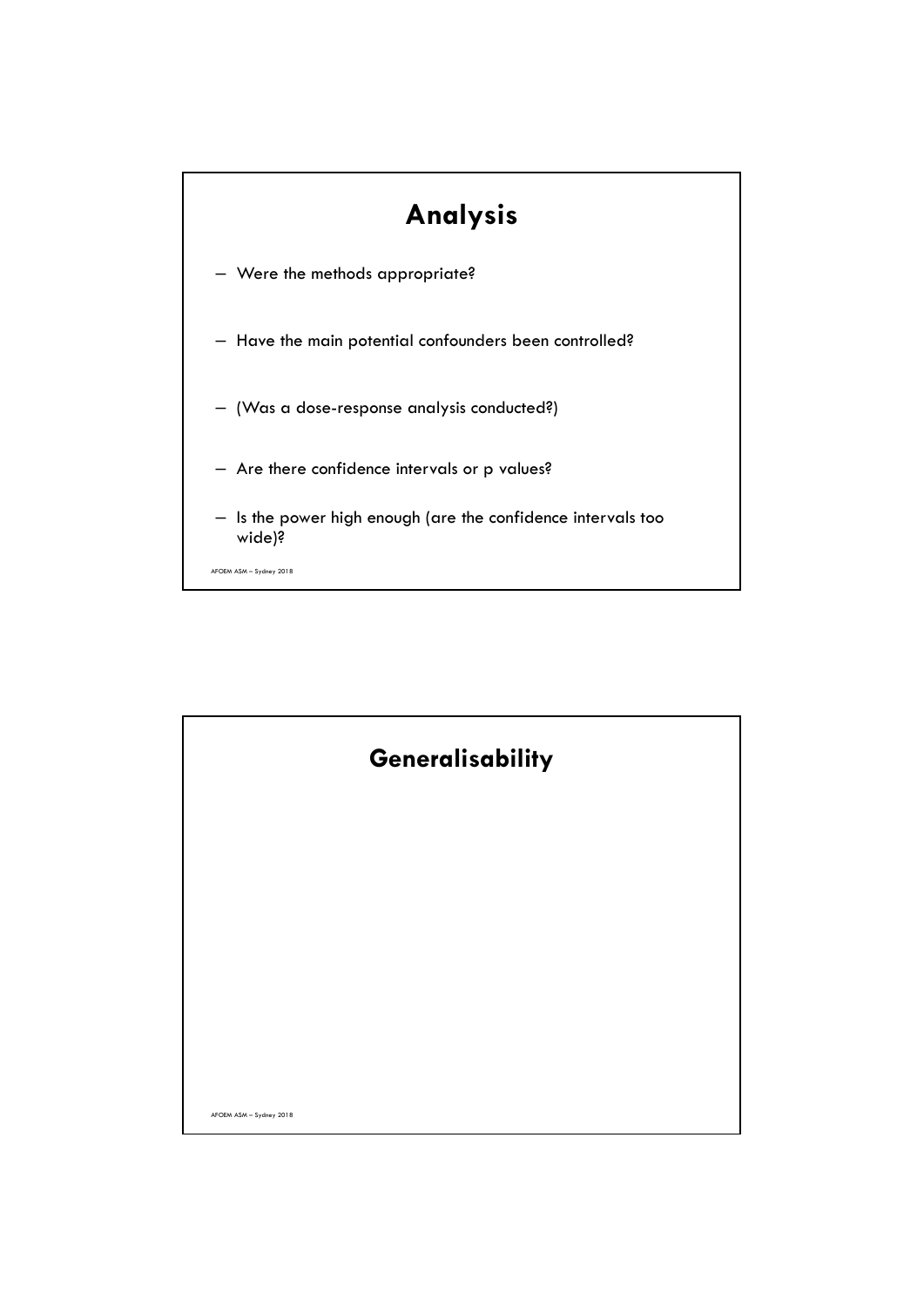# Analysis

- Were the methods appropriate?
- Have the main potential confounders been controlled?
- (Was a dose-response analysis conducted?)
- Are there confidence intervals or p values?
- Is the power high enough (are the confidence intervals too wide)?

# Generalisability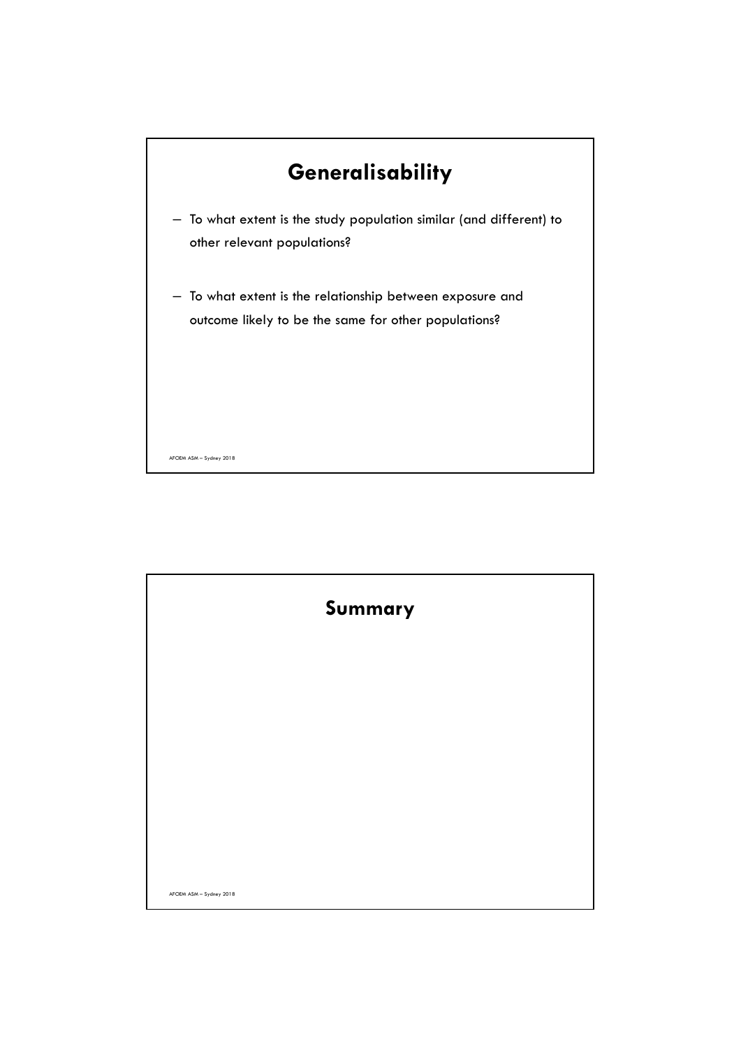# Generalisability

- To what extent is the study population similar (and different) to other relevant populations?
- To what extent is the relationship between exposure and outcome likely to be the same for other populations?

# Summary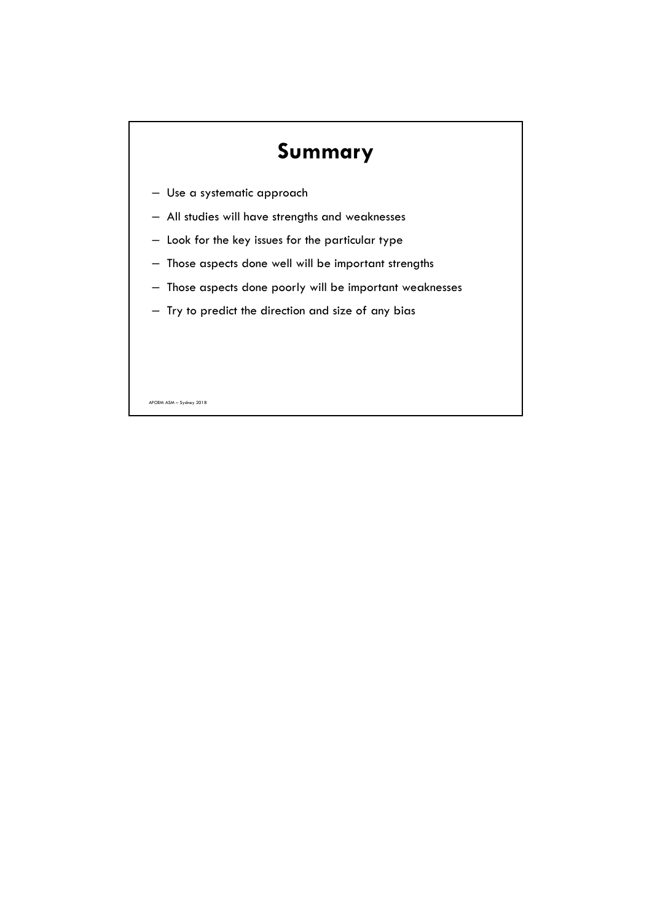# Summary

- Use a systematic approach
- All studies will have strengths and weaknesses
- Look for the key issues for the particular type
- Those aspects done well will be important strengths
- Those aspects done poorly will be important weaknesses
- Try to predict the direction and size of any bias